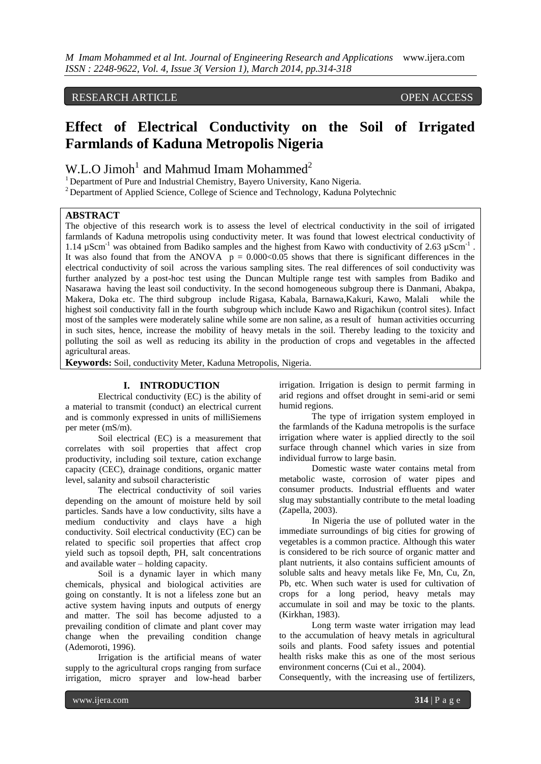RESEARCH ARTICLE OPEN ACCESS

# Effect of Electrical Conductivity on the Soil of Irrigated Farmlands of Kaduna Metropolis Nigeria

W.L.O Jimoh[1] and Mahmud Imam Mohammed[2]

[1] Department of Pure and Industrial Chemistry, Bayero University, Kano Nigeria.
[2] Department of Applied Science, College of Science and Technology, Kaduna Polytechnic

## ABSTRACT

The objective of this research work is to assess the level of electrical conductivity in the soil of irrigated farmlands of Kaduna metropolis using conductivity meter. It was found that lowest electrical conductivity of 1.14 $\mu Scm^{-1}$ was obtained from Badiko samples and the highest from Kawo with conductivity of 2.63 $\mu Scm^{-1}$. It was also found that from the ANOVA $p = 0.000<0.05$ shows that there is significant differences in the electrical conductivity of soil across the various sampling sites. The real differences of soil conductivity was further analyzed by a post-hoc test using the Duncan Multiple range test with samples from Badiko and Nasarawa having the least soil conductivity. In the second homogeneous subgroup there is Danmani, Abakpa, Makera, Doka etc. The third subgroup include Rigasa, Kabala, Barnawa,Kakuri, Kawo, Malali while the highest soil conductivity fall in the fourth subgroup which include Kawo and Rigachikun (control sites). Infact most of the samples were moderately saline while some are non saline, as a result of human activities occurring in such sites, hence, increase the mobility of heavy metals in the soil. Thereby leading to the toxicity and polluting the soil as well as reducing its ability in the production of crops and vegetables in the affected agricultural areas.

**Keywords:** Soil, conductivity Meter, Kaduna Metropolis, Nigeria.

## I. INTRODUCTION

Electrical conductivity (EC) is the ability of a material to transmit (conduct) an electrical current and is commonly expressed in units of milliSiemens per meter (mS/m).

Soil electrical (EC) is a measurement that correlates with soil properties that affect crop productivity, including soil texture, cation exchange capacity (CEC), drainage conditions, organic matter level, salanity and subsoil characteristic

The electrical conductivity of soil varies depending on the amount of moisture held by soil particles. Sands have a low conductivity, silts have a medium conductivity and clays have a high conductivity. Soil electrical conductivity (EC) can be related to specific soil properties that affect crop yield such as topsoil depth, PH, salt concentrations and available water – holding capacity.

Soil is a dynamic layer in which many chemicals, physical and biological activities are going on constantly. It is not a lifeless zone but an active system having inputs and outputs of energy and matter. The soil has become adjusted to a prevailing condition of climate and plant cover may change when the prevailing condition change (Ademoroti, 1996).

Irrigation is the artificial means of water supply to the agricultural crops ranging from surface irrigation, micro sprayer and low-head barber irrigation. Irrigation is design to permit farming in arid regions and offset drought in semi-arid or semi humid regions.

The type of irrigation system employed in the farmlands of the Kaduna metropolis is the surface irrigation where water is applied directly to the soil surface through channel which varies in size from individual furrow to large basin.

Domestic waste water contains metal from metabolic waste, corrosion of water pipes and consumer products. Industrial effluents and water slug may substantially contribute to the metal loading (Zapella, 2003).

In Nigeria the use of polluted water in the immediate surroundings of big cities for growing of vegetables is a common practice. Although this water is considered to be rich source of organic matter and plant nutrients, it also contains sufficient amounts of soluble salts and heavy metals like Fe, Mn, Cu, Zn, Pb, etc. When such water is used for cultivation of crops for a long period, heavy metals may accumulate in soil and may be toxic to the plants. (Kirkhan, 1983).

Long term waste water irrigation may lead to the accumulation of heavy metals in agricultural soils and plants. Food safety issues and potential health risks make this as one of the most serious environment concerns (Cui et al., 2004).

Consequently, with the increasing use of fertilizers,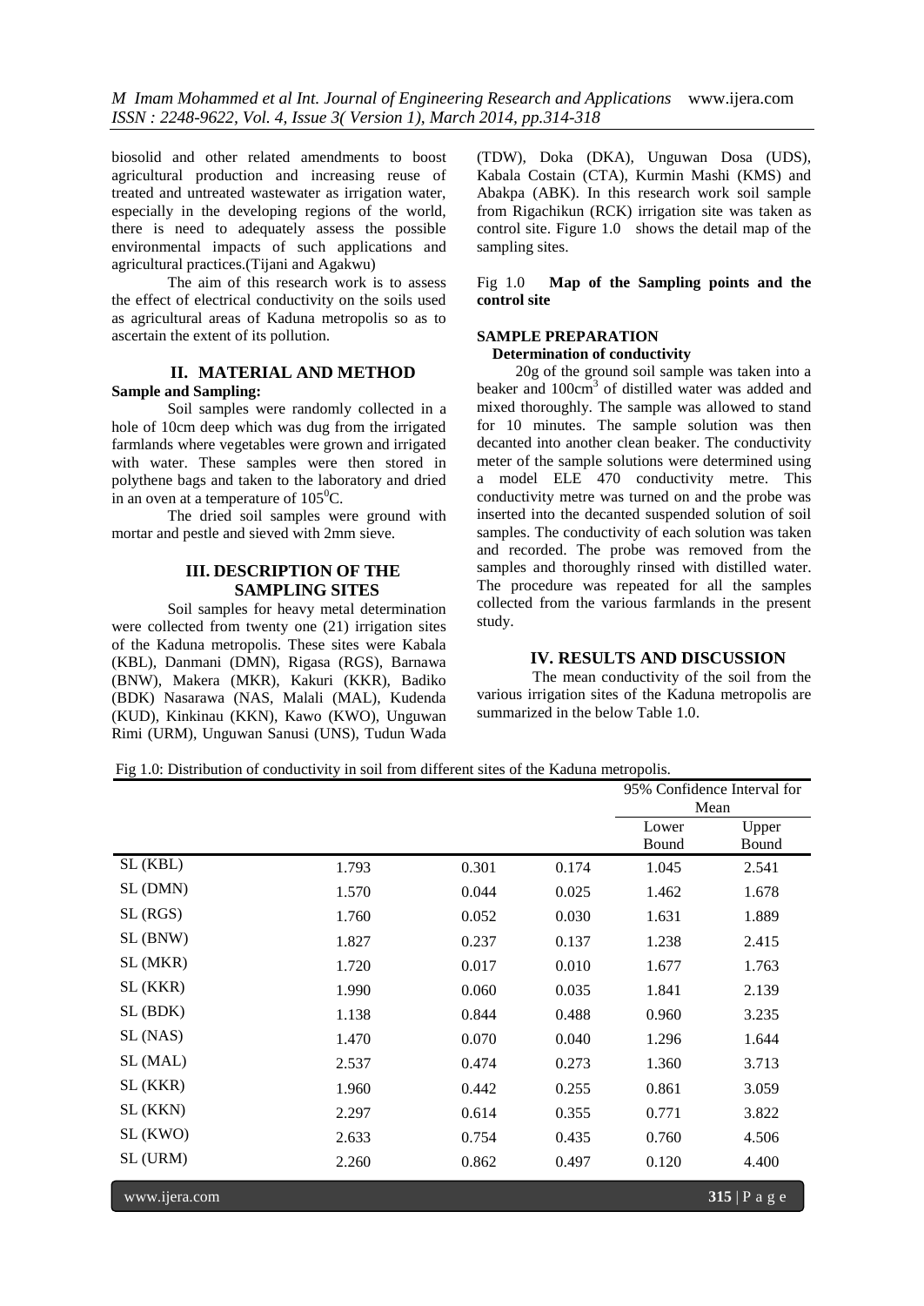biosolid and other related amendments to boost agricultural production and increasing reuse of treated and untreated wastewater as irrigation water, especially in the developing regions of the world, there is need to adequately assess the possible environmental impacts of such applications and agricultural practices.(Tijani and Agakwu)

The aim of this research work is to assess the effect of electrical conductivity on the soils used as agricultural areas of Kaduna metropolis so as to ascertain the extent of its pollution.

## II. MATERIAL AND METHOD

**Sample and Sampling:**

Soil samples were randomly collected in a hole of 10cm deep which was dug from the irrigated farmlands where vegetables were grown and irrigated with water. These samples were then stored in polythene bags and taken to the laboratory and dried in an oven at a temperature of $105^0$C.

The dried soil samples were ground with mortar and pestle and sieved with 2mm sieve.

## III. DESCRIPTION OF THE SAMPLING SITES

Soil samples for heavy metal determination were collected from twenty one (21) irrigation sites of the Kaduna metropolis. These sites were Kabala (KBL), Danmani (DMN), Rigasa (RGS), Barnawa (BNW), Makera (MKR), Kakuri (KKR), Badiko (BDK) Nasarawa (NAS, Malali (MAL), Kudenda (KUD), Kinkinau (KKN), Kawo (KWO), Unguwan Rimi (URM), Unguwan Sanusi (UNS), Tudun Wada (TDW), Doka (DKA), Unguwan Dosa (UDS), Kabala Costain (CTA), Kurmin Mashi (KMS) and Abakpa (ABK). In this research work soil sample from Rigachikun (RCK) irrigation site was taken as control site. Figure 1.0 shows the detail map of the sampling sites.

Fig 1.0 **Map of the Sampling points and the control site**

**SAMPLE PREPARATION**

**Determination of conductivity**

20g of the ground soil sample was taken into a beaker and $100cm^3$ of distilled water was added and mixed thoroughly. The sample was allowed to stand for 10 minutes. The sample solution was then decanted into another clean beaker. The conductivity meter of the sample solutions were determined using a model ELE 470 conductivity metre. This conductivity metre was turned on and the probe was inserted into the decanted suspended solution of soil samples. The conductivity of each solution was taken and recorded. The probe was removed from the samples and thoroughly rinsed with distilled water. The procedure was repeated for all the samples collected from the various farmlands in the present study.

## IV. RESULTS AND DISCUSSION

The mean conductivity of the soil from the various irrigation sites of the Kaduna metropolis are summarized in the below Table 1.0.

Fig 1.0: Distribution of conductivity in soil from different sites of the Kaduna metropolis.

| | | | | 95% Confidence Interval for Mean | |
|---|---|---|---|---|---|
| | | | | Lower Bound | Upper Bound |
| SL (KBL) | 1.793 | 0.301 | 0.174 | 1.045 | 2.541 |
| SL (DMN) | 1.570 | 0.044 | 0.025 | 1.462 | 1.678 |
| SL (RGS) | 1.760 | 0.052 | 0.030 | 1.631 | 1.889 |
| SL (BNW) | 1.827 | 0.237 | 0.137 | 1.238 | 2.415 |
| SL (MKR) | 1.720 | 0.017 | 0.010 | 1.677 | 1.763 |
| SL (KKR) | 1.990 | 0.060 | 0.035 | 1.841 | 2.139 |
| SL (BDK) | 1.138 | 0.844 | 0.488 | 0.960 | 3.235 |
| SL (NAS) | 1.470 | 0.070 | 0.040 | 1.296 | 1.644 |
| SL (MAL) | 2.537 | 0.474 | 0.273 | 1.360 | 3.713 |
| SL (KKR) | 1.960 | 0.442 | 0.255 | 0.861 | 3.059 |
| SL (KKN) | 2.297 | 0.614 | 0.355 | 0.771 | 3.822 |
| SL (KWO) | 2.633 | 0.754 | 0.435 | 0.760 | 4.506 |
| SL (URM) | 2.260 | 0.862 | 0.497 | 0.120 | 4.400 |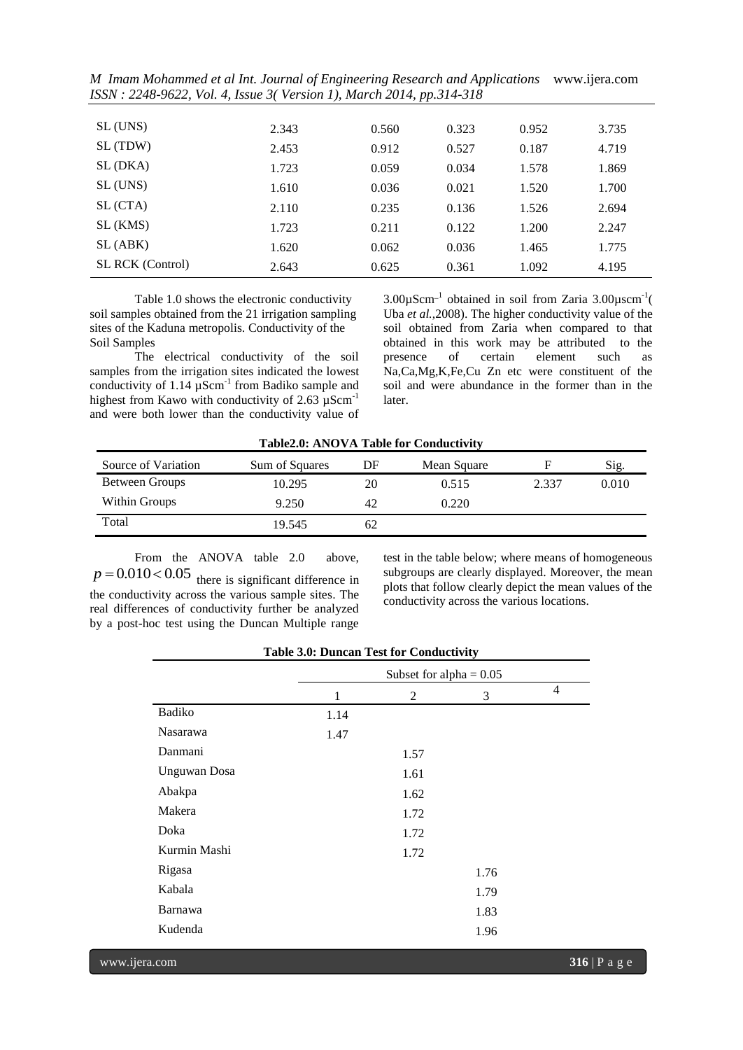| | | | | | |
|---|---|---|---|---|---|
| SL (UNS) | 2.343 | 0.560 | 0.323 | 0.952 | 3.735 |
| SL (TDW) | 2.453 | 0.912 | 0.527 | 0.187 | 4.719 |
| SL (DKA) | 1.723 | 0.059 | 0.034 | 1.578 | 1.869 |
| SL (UNS) | 1.610 | 0.036 | 0.021 | 1.520 | 1.700 |
| SL (CTA) | 2.110 | 0.235 | 0.136 | 1.526 | 2.694 |
| SL (KMS) | 1.723 | 0.211 | 0.122 | 1.200 | 2.247 |
| SL (ABK) | 1.620 | 0.062 | 0.036 | 1.465 | 1.775 |
| SL RCK (Control) | 2.643 | 0.625 | 0.361 | 1.092 | 4.195 |

Table 1.0 shows the electronic conductivity soil samples obtained from the 21 irrigation sampling sites of the Kaduna metropolis. Conductivity of the Soil Samples

The electrical conductivity of the soil samples from the irrigation sites indicated the lowest conductivity of 1.14 $\mu Scm^{-1}$ from Badiko sample and highest from Kawo with conductivity of 2.63 $\mu Scm^{-1}$ and were both lower than the conductivity value of 3.00$\mu Scm^{-1}$ obtained in soil from Zaria 3.00$\mu scm^{-1}$( Uba *et al.*,2008). The higher conductivity value of the soil obtained from Zaria when compared to that obtained in this work may be attributed to the presence of certain element such as Na,Ca,Mg,K,Fe,Cu Zn etc were constituent of the soil and were abundance in the former than in the later.

**Table2.0: ANOVA Table for Conductivity**

| Source of Variation | Sum of Squares | DF | Mean Square | F | Sig. |
|---|---|---|---|---|---|
| Between Groups | 10.295 | 20 | 0.515 | 2.337 | 0.010 |
| Within Groups | 9.250 | 42 | 0.220 | | |
| Total | 19.545 | 62 | | | |

From the ANOVA table 2.0 above, $p = 0.010 < 0.05$ there is significant difference in the conductivity across the various sample sites. The real differences of conductivity further be analyzed by a post-hoc test using the Duncan Multiple range test in the table below; where means of homogeneous subgroups are clearly displayed. Moreover, the mean plots that follow clearly depict the mean values of the conductivity across the various locations.

**Table 3.0: Duncan Test for Conductivity**

| | Subset for alpha = 0.05 | | | |
|---|---|---|---|---|
| | 1 | 2 | 3 | 4 |
| Badiko | 1.14 | | | |
| Nasarawa | 1.47 | | | |
| Danmani | | 1.57 | | |
| Unguwan Dosa | | 1.61 | | |
| Abakpa | | 1.62 | | |
| Makera | | 1.72 | | |
| Doka | | 1.72 | | |
| Kurmin Mashi | | 1.72 | | |
| Rigasa | | | 1.76 | |
| Kabala | | | 1.79 | |
| Barnawa | | | 1.83 | |
| Kudenda | | | 1.96 | |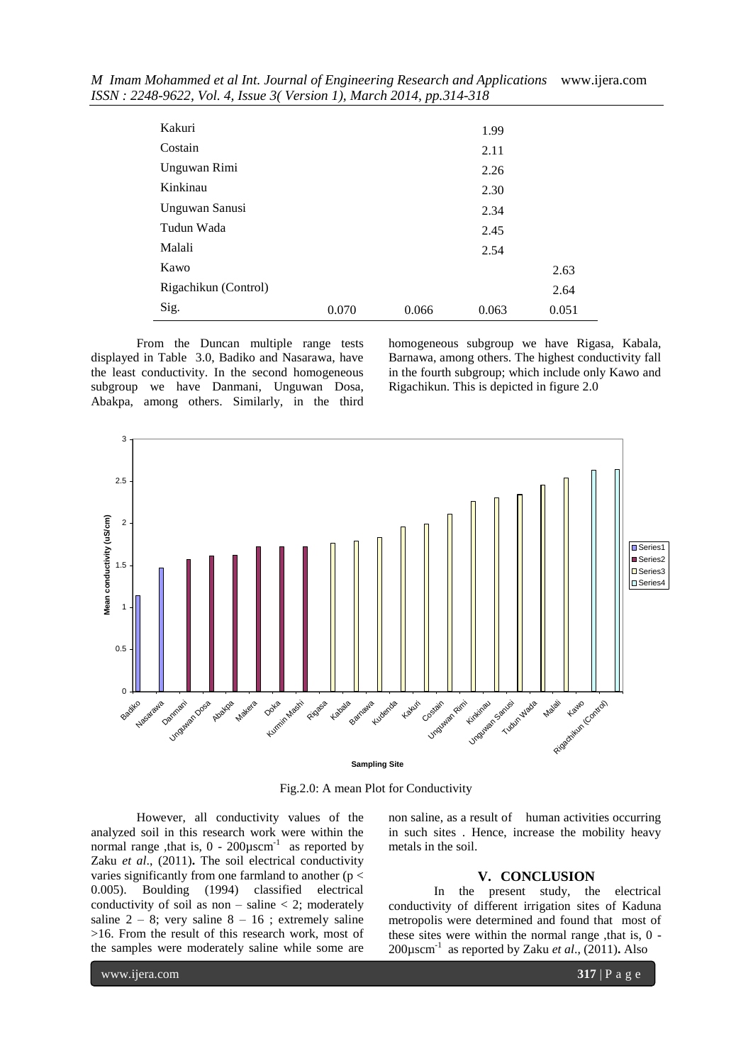| | | | | |
|---|---|---|---|---|
| Kakuri | | | 1.99 | |
| Costain | | | 2.11 | |
| Unguwan Rimi | | | 2.26 | |
| Kinkinau | | | 2.30 | |
| Unguwan Sanusi | | | 2.34 | |
| Tudun Wada | | | 2.45 | |
| Malali | | | 2.54 | |
| Kawo | | | | 2.63 |
| Rigachikun (Control) | | | | 2.64 |
| Sig. | 0.070 | 0.066 | 0.063 | 0.051 |

From the Duncan multiple range tests displayed in Table 3.0, Badiko and Nasarawa, have the least conductivity. In the second homogeneous subgroup we have Danmani, Unguwan Dosa, Abakpa, among others. Similarly, in the third homogeneous subgroup we have Rigasa, Kabala, Barnawa, among others. The highest conductivity fall in the fourth subgroup; which include only Kawo and Rigachikun. This is depicted in figure 2.0

Fig.2.0: A mean Plot for Conductivity

However, all conductivity values of the analyzed soil in this research work were within the normal range ,that is, 0 - 200µscm$^{-1}$ as reported by Zaku *et al*., (2011)**.** The soil electrical conductivity varies significantly from one farmland to another ($p < 0.005$). Boulding (1994) classified electrical conductivity of soil as non – saline < 2; moderately saline 2 – 8; very saline 8 – 16 ; extremely saline >16. From the result of this research work, most of the samples were moderately saline while some are non saline, as a result of human activities occurring in such sites . Hence, increase the mobility heavy metals in the soil.

## V. CONCLUSION

In the present study, the electrical conductivity of different irrigation sites of Kaduna metropolis were determined and found that most of these sites were within the normal range ,that is, 0 - 200µscm$^{-1}$ as reported by Zaku *et al*., (2011)**.** Also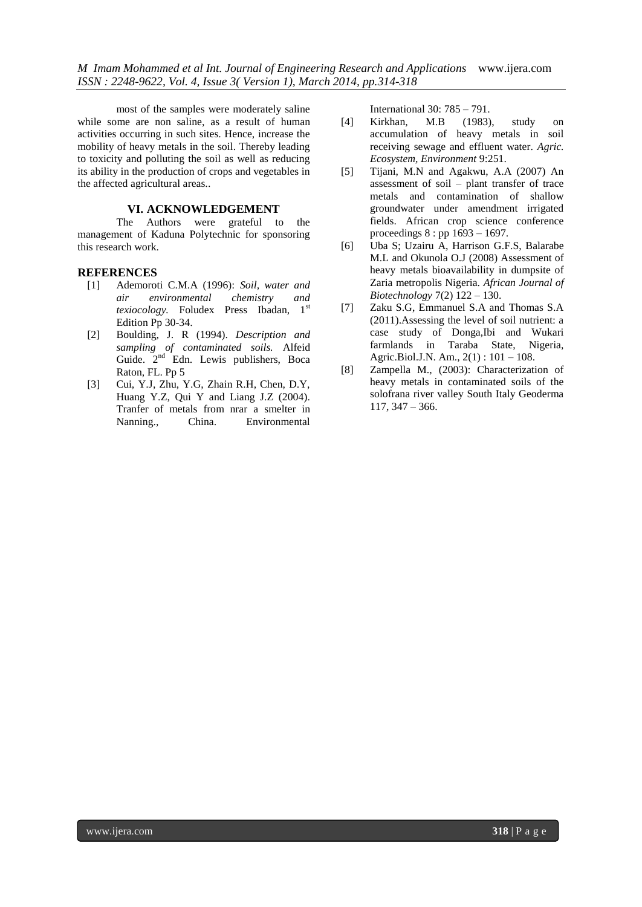most of the samples were moderately saline while some are non saline, as a result of human activities occurring in such sites. Hence, increase the mobility of heavy metals in the soil. Thereby leading to toxicity and polluting the soil as well as reducing its ability in the production of crops and vegetables in the affected agricultural areas..

## VI. ACKNOWLEDGEMENT

The Authors were grateful to the management of Kaduna Polytechnic for sponsoring this research work.

## REFERENCES

[1] Ademoroti C.M.A (1996): *Soil, water and air environmental chemistry and texiocology.* Foludex Press Ibadan, 1st Edition Pp 30-34.

[2] Boulding, J. R (1994). *Description and sampling of contaminated soils.* Alfeid Guide. 2nd Edn. Lewis publishers, Boca Raton, FL. Pp 5

[3] Cui, Y.J, Zhu, Y.G, Zhain R.H, Chen, D.Y, Huang Y.Z, Qui Y and Liang J.Z (2004). Tranfer of metals from nrar a smelter in Nanning., China. Environmental International 30: 785 – 791.

[4] Kirkhan, M.B (1983), study on accumulation of heavy metals in soil receiving sewage and effluent water. *Agric. Ecosystem, Environment* 9:251.

[5] Tijani, M.N and Agakwu, A.A (2007) An assessment of soil – plant transfer of trace metals and contamination of shallow groundwater under amendment irrigated fields. African crop science conference proceedings 8 : pp 1693 – 1697.

[6] Uba S; Uzairu A, Harrison G.F.S, Balarabe M.L and Okunola O.J (2008) Assessment of heavy metals bioavailability in dumpsite of Zaria metropolis Nigeria. *African Journal of Biotechnology* 7(2) 122 – 130.

[7] Zaku S.G, Emmanuel S.A and Thomas S.A (2011).Assessing the level of soil nutrient: a case study of Donga,Ibi and Wukari farmlands in Taraba State, Nigeria, Agric.Biol.J.N. Am., 2(1) : 101 – 108.

[8] Zampella M., (2003): Characterization of heavy metals in contaminated soils of the solofrana river valley South Italy Geoderma 117, 347 – 366.